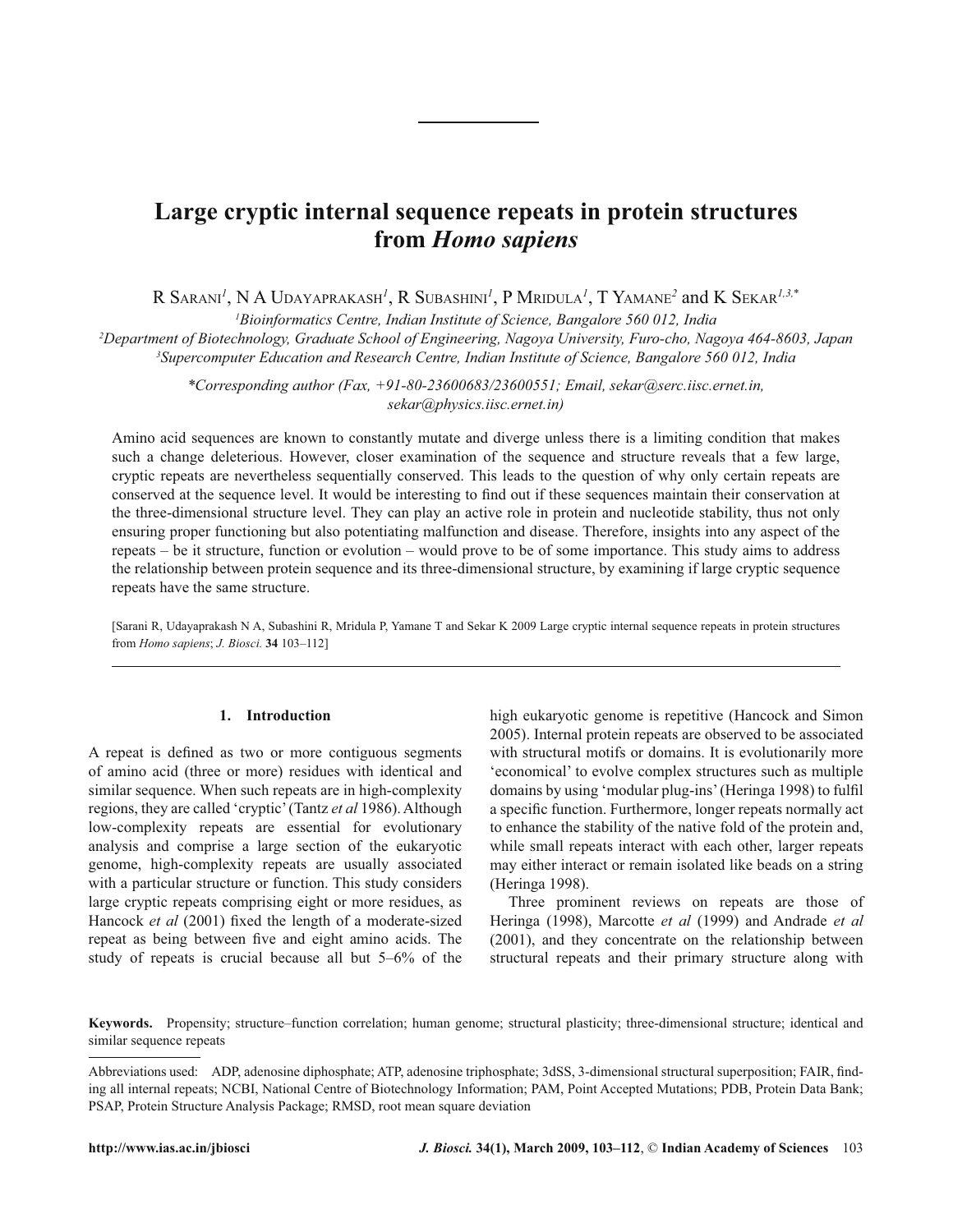# Large cryptic internal sequence repeats in protein structures from *Homo sapiens*

R Sarani[1], N A Udayaprakash[1], R Subashini[1], P Mridula[1], T Yamane[2] and K Sekar[1,3,*]

[1]*Bioinformatics Centre, Indian Institute of Science, Bangalore 560 012, India*

[2]*Department of Biotechnology, Graduate School of Engineering, Nagoya University, Furo-cho, Nagoya 464-8603, Japan*

[3]*Supercomputer Education and Research Centre, Indian Institute of Science, Bangalore 560 012, India*

*\*Corresponding author (Fax, +91-80-23600683/23600551; Email, sekar@serc.iisc.ernet.in, sekar@physics.iisc.ernet.in)*

Amino acid sequences are known to constantly mutate and diverge unless there is a limiting condition that makes such a change deleterious. However, closer examination of the sequence and structure reveals that a few large, cryptic repeats are nevertheless sequentially conserved. This leads to the question of why only certain repeats are conserved at the sequence level. It would be interesting to find out if these sequences maintain their conservation at the three-dimensional structure level. They can play an active role in protein and nucleotide stability, thus not only ensuring proper functioning but also potentiating malfunction and disease. Therefore, insights into any aspect of the repeats – be it structure, function or evolution – would prove to be of some importance. This study aims to address the relationship between protein sequence and its three-dimensional structure, by examining if large cryptic sequence repeats have the same structure.

[Sarani R, Udayaprakash N A, Subashini R, Mridula P, Yamane T and Sekar K 2009 Large cryptic internal sequence repeats in protein structures from *Homo sapiens*; *J. Biosci.* **34** 103–112]

## 1. Introduction

A repeat is defined as two or more contiguous segments of amino acid (three or more) residues with identical and similar sequence. When such repeats are in high-complexity regions, they are called 'cryptic' (Tantz *et al* 1986). Although low-complexity repeats are essential for evolutionary analysis and comprise a large section of the eukaryotic genome, high-complexity repeats are usually associated with a particular structure or function. This study considers large cryptic repeats comprising eight or more residues, as Hancock *et al* (2001) fixed the length of a moderate-sized repeat as being between five and eight amino acids. The study of repeats is crucial because all but 5–6% of the high eukaryotic genome is repetitive (Hancock and Simon 2005). Internal protein repeats are observed to be associated with structural motifs or domains. It is evolutionarily more 'economical' to evolve complex structures such as multiple domains by using 'modular plug-ins' (Heringa 1998) to fulfil a specific function. Furthermore, longer repeats normally act to enhance the stability of the native fold of the protein and, while small repeats interact with each other, larger repeats may either interact or remain isolated like beads on a string (Heringa 1998).

Three prominent reviews on repeats are those of Heringa (1998), Marcotte *et al* (1999) and Andrade *et al* (2001), and they concentrate on the relationship between structural repeats and their primary structure along with

**Keywords.** Propensity; structure–function correlation; human genome; structural plasticity; three-dimensional structure; identical and similar sequence repeats

Abbreviations used: ADP, adenosine diphosphate; ATP, adenosine triphosphate; 3dSS, 3-dimensional structural superposition; FAIR, finding all internal repeats; NCBI, National Centre of Biotechnology Information; PAM, Point Accepted Mutations; PDB, Protein Data Bank; PSAP, Protein Structure Analysis Package; RMSD, root mean square deviation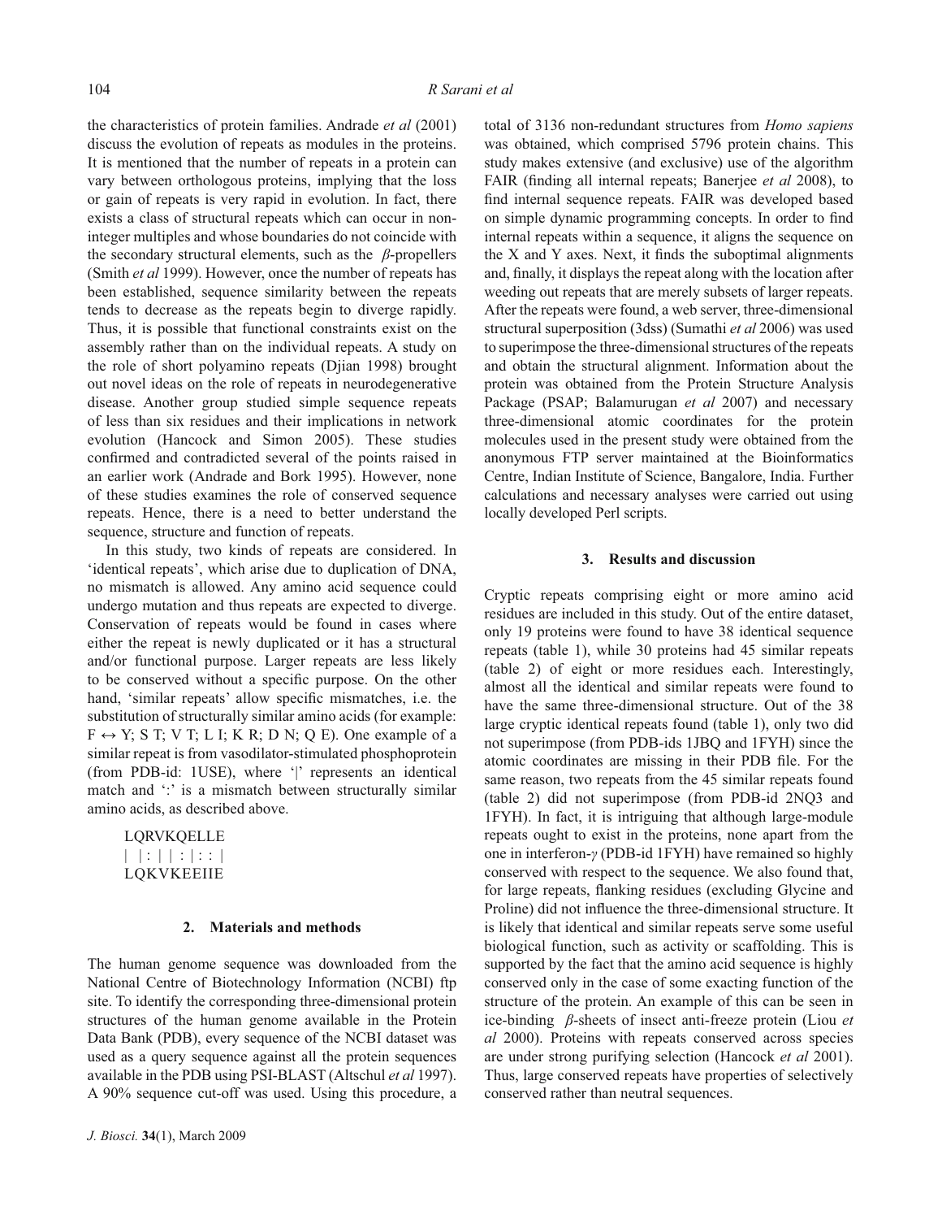the characteristics of protein families. Andrade *et al* (2001) discuss the evolution of repeats as modules in the proteins. It is mentioned that the number of repeats in a protein can vary between orthologous proteins, implying that the loss or gain of repeats is very rapid in evolution. In fact, there exists a class of structural repeats which can occur in non-integer multiples and whose boundaries do not coincide with the secondary structural elements, such as the *β*-propellers (Smith *et al* 1999). However, once the number of repeats has been established, sequence similarity between the repeats tends to decrease as the repeats begin to diverge rapidly. Thus, it is possible that functional constraints exist on the assembly rather than on the individual repeats. A study on the role of short polyamino repeats (Djian 1998) brought out novel ideas on the role of repeats in neurodegenerative disease. Another group studied simple sequence repeats of less than six residues and their implications in network evolution (Hancock and Simon 2005). These studies confirmed and contradicted several of the points raised in an earlier work (Andrade and Bork 1995). However, none of these studies examines the role of conserved sequence repeats. Hence, there is a need to better understand the sequence, structure and function of repeats.

In this study, two kinds of repeats are considered. In 'identical repeats', which arise due to duplication of DNA, no mismatch is allowed. Any amino acid sequence could undergo mutation and thus repeats are expected to diverge. Conservation of repeats would be found in cases where either the repeat is newly duplicated or it has a structural and/or functional purpose. Larger repeats are less likely to be conserved without a specific purpose. On the other hand, 'similar repeats' allow specific mismatches, i.e. the substitution of structurally similar amino acids (for example: F ↔ Y; S T; V T; L I; K R; D N; Q E). One example of a similar repeat is from vasodilator-stimulated phosphoprotein (from PDB-id: 1USE), where '|' represents an identical match and ':' is a mismatch between structurally similar amino acids, as described above.

```
LQRVKQELLE
| |:| |:|::|
LQKVKEEIIE
```

## 2. Materials and methods

The human genome sequence was downloaded from the National Centre of Biotechnology Information (NCBI) ftp site. To identify the corresponding three-dimensional protein structures of the human genome available in the Protein Data Bank (PDB), every sequence of the NCBI dataset was used as a query sequence against all the protein sequences available in the PDB using PSI-BLAST (Altschul *et al* 1997). A 90% sequence cut-off was used. Using this procedure, a total of 3136 non-redundant structures from *Homo sapiens* was obtained, which comprised 5796 protein chains. This study makes extensive (and exclusive) use of the algorithm FAIR (finding all internal repeats; Banerjee *et al* 2008), to find internal sequence repeats. FAIR was developed based on simple dynamic programming concepts. In order to find internal repeats within a sequence, it aligns the sequence on the X and Y axes. Next, it finds the suboptimal alignments and, finally, it displays the repeat along with the location after weeding out repeats that are merely subsets of larger repeats. After the repeats were found, a web server, three-dimensional structural superposition (3dss) (Sumathi *et al* 2006) was used to superimpose the three-dimensional structures of the repeats and obtain the structural alignment. Information about the protein was obtained from the Protein Structure Analysis Package (PSAP; Balamurugan *et al* 2007) and necessary three-dimensional atomic coordinates for the protein molecules used in the present study were obtained from the anonymous FTP server maintained at the Bioinformatics Centre, Indian Institute of Science, Bangalore, India. Further calculations and necessary analyses were carried out using locally developed Perl scripts.

## 3. Results and discussion

Cryptic repeats comprising eight or more amino acid residues are included in this study. Out of the entire dataset, only 19 proteins were found to have 38 identical sequence repeats (table 1), while 30 proteins had 45 similar repeats (table 2) of eight or more residues each. Interestingly, almost all the identical and similar repeats were found to have the same three-dimensional structure. Out of the 38 large cryptic identical repeats found (table 1), only two did not superimpose (from PDB-ids 1JBQ and 1FYH) since the atomic coordinates are missing in their PDB file. For the same reason, two repeats from the 45 similar repeats found (table 2) did not superimpose (from PDB-id 2NQ3 and 1FYH). In fact, it is intriguing that although large-module repeats ought to exist in the proteins, none apart from the one in interferon-*γ* (PDB-id 1FYH) have remained so highly conserved with respect to the sequence. We also found that, for large repeats, flanking residues (excluding Glycine and Proline) did not influence the three-dimensional structure. It is likely that identical and similar repeats serve some useful biological function, such as activity or scaffolding. This is supported by the fact that the amino acid sequence is highly conserved only in the case of some exacting function of the structure of the protein. An example of this can be seen in ice-binding *β*-sheets of insect anti-freeze protein (Liou *et al* 2000). Proteins with repeats conserved across species are under strong purifying selection (Hancock *et al* 2001). Thus, large conserved repeats have properties of selectively conserved rather than neutral sequences.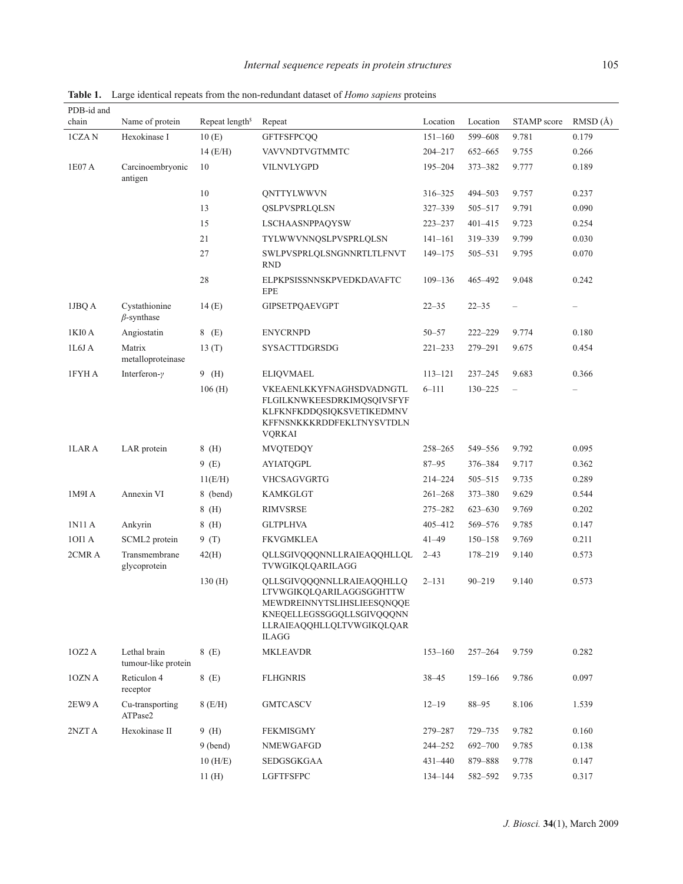**Table 1.** Large identical repeats from the non-redundant dataset of *Homo sapiens* proteins

| PDB-id and chain | Name of protein | Repeat length$^{\S}$ | Repeat | Location | Location | STAMP score | RMSD (Å) |
|---|---|---|---|---|---|---|---|
| 1CZA N | Hexokinase I | 10 (E) | GFTFSFPCQQ | 151–160 | 599–608 | 9.781 | 0.179 |
| | | 14 (E/H) | VAVVNDTVGTMMTC | 204–217 | 652–665 | 9.755 | 0.266 |
| 1E07 A | Carcinoembryonic antigen | 10 | VILNVLYGPD | 195–204 | 373–382 | 9.777 | 0.189 |
| | | 10 | QNTTYLWWVN | 316–325 | 494–503 | 9.757 | 0.237 |
| | | 13 | QSLPVSPRLQLSN | 327–339 | 505–517 | 9.791 | 0.090 |
| | | 15 | LSCHAASNPPAQYSW | 223–237 | 401–415 | 9.723 | 0.254 |
| | | 21 | TYLWWVNNQSLPVSPRLQLSN | 141–161 | 319–339 | 9.799 | 0.030 |
| | | 27 | SWLPVSPRLQLSNGNNRTLTLFNVTRND | 149–175 | 505–531 | 9.795 | 0.070 |
| | | 28 | ELPKPSISSNNSKPVEDKDAVAFTCEPE | 109–136 | 465–492 | 9.048 | 0.242 |
| 1JBQ A | Cystathionine $\beta$-synthase | 14 (E) | GIPSETPQAEVGPT | 22–35 | 22–35 | – | – |
| 1KI0 A | Angiostatin | 8 (E) | ENYCRNPD | 50–57 | 222–229 | 9.774 | 0.180 |
| 1L6J A | Matrix metalloproteinase | 13 (T) | SYSACTTDGRSDG | 221–233 | 279–291 | 9.675 | 0.454 |
| 1FYH A | Interferon-$\gamma$ | 9 (H) | ELIQVMAEL | 113–121 | 237–245 | 9.683 | 0.366 |
| | | 106 (H) | VKEAENLKKYFNAGHSDVADNGTLFLGILKNWKEESDRKIMQSQIVSFYFKLFKNFKDDQSIQKSVETIKEDMNVKFFNSNKKKRDDFEKLTNYSVTDLNVQRKAI | 6–111 | 130–225 | – | – |
| 1LAR A | LAR protein | 8 (H) | MVQTEDQY | 258–265 | 549–556 | 9.792 | 0.095 |
| | | 9 (E) | AYIATQGPL | 87–95 | 376–384 | 9.717 | 0.362 |
| | | 11(E/H) | VHCSAGVGRTG | 214–224 | 505–515 | 9.735 | 0.289 |
| 1M9I A | Annexin VI | 8 (bend) | KAMKGLGT | 261–268 | 373–380 | 9.629 | 0.544 |
| | | 8 (H) | RIMVSRSE | 275–282 | 623–630 | 9.769 | 0.202 |
| 1N11 A | Ankyrin | 8 (H) | GLTPLHVA | 405–412 | 569–576 | 9.785 | 0.147 |
| 1OI1 A | SCML2 protein | 9 (T) | FKVGMKLEA | 41–49 | 150–158 | 9.769 | 0.211 |
| 2CMR A | Transmembrane glycoprotein | 42(H) | QLLSGIVQQQNNLLRAIEAQQHLLQLTVWGIKQLQARILAGG | 2–43 | 178–219 | 9.140 | 0.573 |
| | | 130 (H) | QLLSGIVQQQNNLLRAIEAQQHLLQLTVWGIKQLQARILAGGSGGHTTWMEWDREINNYTSLIHSLIEESQNQQEKNEQELLEGSSGGQLLSGIVQQQNNLLRAIEAQQHLLQLTVWGIKQLQARILAGG | 2–131 | 90–219 | 9.140 | 0.573 |
| 1OZ2 A | Lethal brain tumour-like protein | 8 (E) | MKLEAVDR | 153–160 | 257–264 | 9.759 | 0.282 |
| 1OZN A | Reticulon 4 receptor | 8 (E) | FLHGNRIS | 38–45 | 159–166 | 9.786 | 0.097 |
| 2EW9 A | Cu-transporting ATPase2 | 8 (E/H) | GMTCASCV | 12–19 | 88–95 | 8.106 | 1.539 |
| 2NZT A | Hexokinase II | 9 (H) | FEKMISGMY | 279–287 | 729–735 | 9.782 | 0.160 |
| | | 9 (bend) | NMEWGAFGD | 244–252 | 692–700 | 9.785 | 0.138 |
| | | 10 (H/E) | SEDGSGKGAA | 431–440 | 879–888 | 9.778 | 0.147 |
| | | 11 (H) | LGFTFSFPC | 134–144 | 582–592 | 9.735 | 0.317 |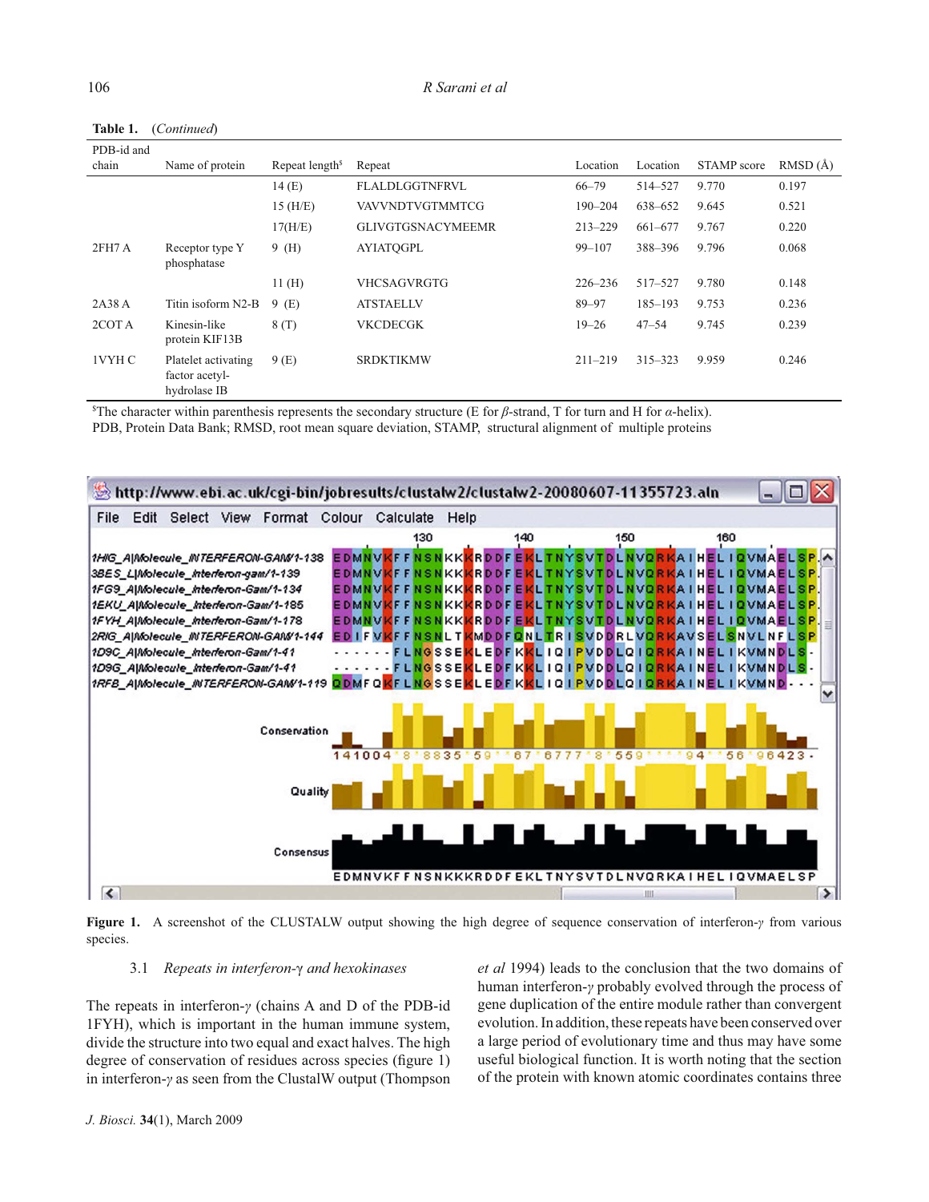**Table 1.** (*Continued*)

| PDB-id and chain | Name of protein | Repeat length$ | Repeat | Location | Location | STAMP score | RMSD (Å) |
|---|---|---|---|---|---|---|---|
| | | 14 (E) | FLALDLGGTNFRVL | 66–79 | 514–527 | 9.770 | 0.197 |
| | | 15 (H/E) | VAVVNDTVGTMMTCG | 190–204 | 638–652 | 9.645 | 0.521 |
| | | 17(H/E) | GLIVGTGSNACYMEEMR | 213–229 | 661–677 | 9.767 | 0.220 |
| 2FH7 A | Receptor type Y phosphatase | 9 (H) | AYIATQGPL | 99–107 | 388–396 | 9.796 | 0.068 |
| | | 11 (H) | VHCSAGVRGTG | 226–236 | 517–527 | 9.780 | 0.148 |
| 2A38 A | Titin isoform N2-B | 9 (E) | ATSTAELLV | 89–97 | 185–193 | 9.753 | 0.236 |
| 2COT A | Kinesin-like protein KIF13B | 8 (T) | VKCDECGK | 19–26 | 47–54 | 9.745 | 0.239 |
| 1VYH C | Platelet activating factor acetyl-hydrolase IB | 9 (E) | SRDKTIKMW | 211–219 | 315–323 | 9.959 | 0.246 |

$The character within parenthesis represents the secondary structure (E for *β*-strand, T for turn and H for *α*-helix).
PDB, Protein Data Bank; RMSD, root mean square deviation, STAMP, structural alignment of multiple proteins

**Figure 1.** A screenshot of the CLUSTALW output showing the high degree of sequence conservation of interferon-*γ* from various species.

### 3.1 *Repeats in interferon-γ and hexokinases*

The repeats in interferon-*γ* (chains A and D of the PDB-id 1FYH), which is important in the human immune system, divide the structure into two equal and exact halves. The high degree of conservation of residues across species (figure 1) in interferon-*γ* as seen from the ClustalW output (Thompson *et al* 1994) leads to the conclusion that the two domains of human interferon-*γ* probably evolved through the process of gene duplication of the entire module rather than convergent evolution. In addition, these repeats have been conserved over a large period of evolutionary time and thus may have some useful biological function. It is worth noting that the section of the protein with known atomic coordinates contains three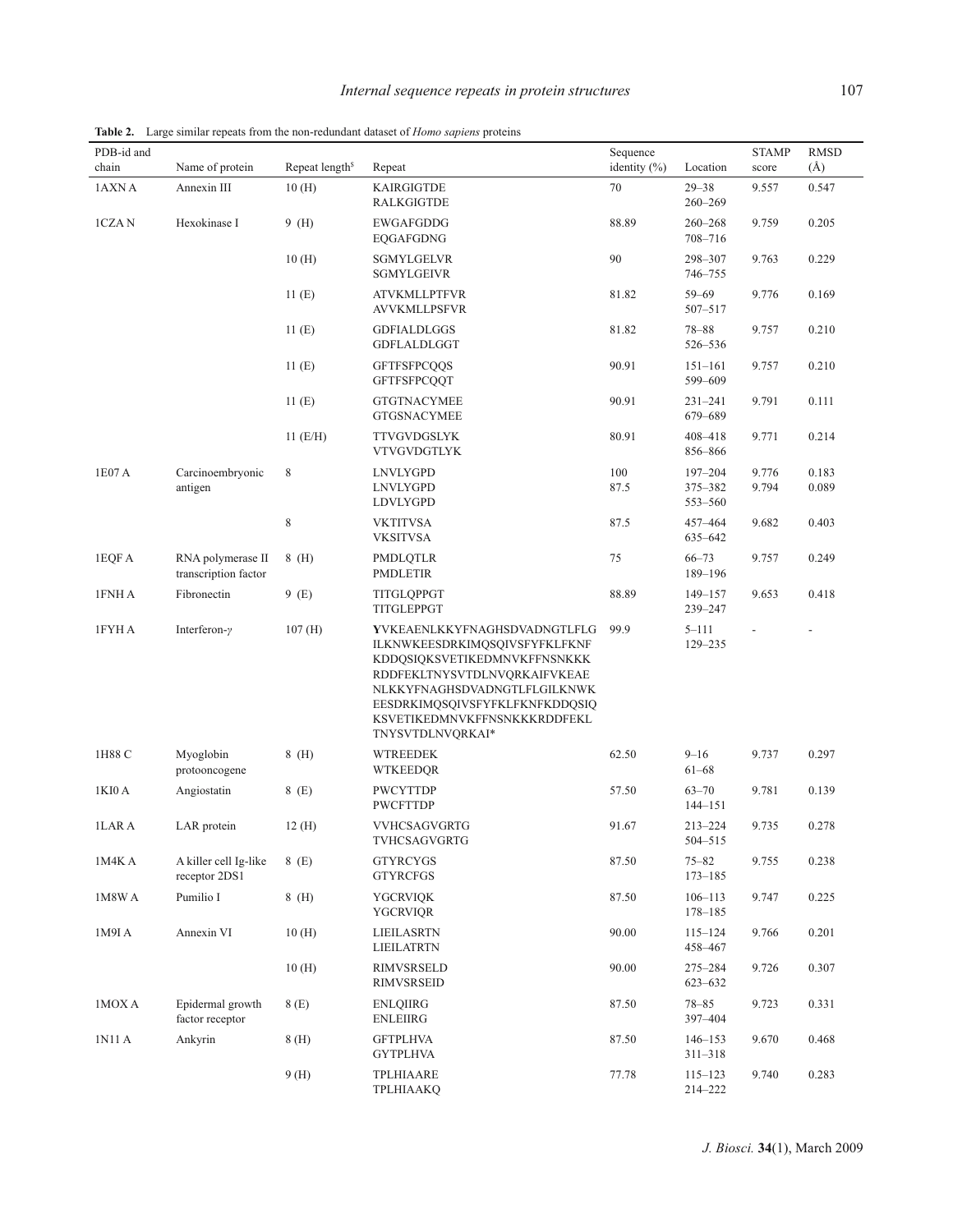**Table 2.** Large similar repeats from the non-redundant dataset of *Homo sapiens* proteins

| PDB-id and chain | Name of protein | Repeat length[$] | Repeat | Sequence identity (%) | Location | STAMP score | RMSD (Å) |
|---|---|---|---|---|---|---|---|
| 1AXN A | Annexin III | 10 (H) | KAIRGIGTDE<br>RALKGIGTDE | 70 | 29–38<br>260–269 | 9.557 | 0.547 |
| 1CZA N | Hexokinase I | 9 (H) | EWGAFGDDG<br>EQGAFGDNG | 88.89 | 260–268<br>708–716 | 9.759 | 0.205 |
| | | 10 (H) | SGMYLGELVR<br>SGMYLGEIVR | 90 | 298–307<br>746–755 | 9.763 | 0.229 |
| | | 11 (E) | ATVKMLLPTFVR<br>AVVKMLLPSFVR | 81.82 | 59–69<br>507–517 | 9.776 | 0.169 |
| | | 11 (E) | GDFIALDLGGS<br>GDFLALDLGGT | 81.82 | 78–88<br>526–536 | 9.757 | 0.210 |
| | | 11 (E) | GFTFSFPCQQS<br>GFTFSFPCQQT | 90.91 | 151–161<br>599–609 | 9.757 | 0.210 |
| | | 11 (E) | GTGTNACYMEE<br>GTGSNACYMEE | 90.91 | 231–241<br>679–689 | 9.791 | 0.111 |
| | | 11 (E/H) | TTVGVDGSLYK<br>VTVGVDGTLYK | 80.91 | 408–418<br>856–866 | 9.771 | 0.214 |
| 1E07 A | Carcinoembryonic antigen | 8 | LNVLYGPD<br>LNVLYGPD<br>LDVLYGPD | 100<br>87.5 | 197–204<br>375–382<br>553–560 | 9.776<br>9.794 | 0.183<br>0.089 |
| | | 8 | VKTITVSA<br>VKSITVSA | 87.5 | 457–464<br>635–642 | 9.682 | 0.403 |
| 1EQF A | RNA polymerase II transcription factor | 8 (H) | PMDLQTLR<br>PMDLETIR | 75 | 66–73<br>189–196 | 9.757 | 0.249 |
| 1FNH A | Fibronectin | 9 (E) | TITGLQPPGT<br>TITGLEPPGT | 88.89 | 149–157<br>239–247 | 9.653 | 0.418 |
| 1FYH A | Interferon-$\gamma$ | 107 (H) | **Y**VKEAENLKKYFNAGHSDVADNGTLFLG ILKNWKEESDRKIMQSQIVSFYFKLFKNF KDDQSIQKSVETIKEDMNVKFFNSNKKK RDDFEKLTNYSVTDLNVQRKAIFVKEAE NLKKYFNAGHSDVADNGTLFLGILKNWK EESDRKIMQSQIVSFYFKLFKNFKDDQSIQ KSVETIKEDMNVKFFNSNKKKRDDFEKL TNYSVTDLNVQRKAI* | 99.9 | 5–111<br>129–235 | - | - |
| 1H88 C | Myoglobin protooncogene | 8 (H) | WTREEDEK<br>WTKEEDQR | 62.50 | 9–16<br>61–68 | 9.737 | 0.297 |
| 1KI0 A | Angiostatin | 8 (E) | PWCYTTDP<br>PWCFTTDP | 57.50 | 63–70<br>144–151 | 9.781 | 0.139 |
| 1LAR A | LAR protein | 12 (H) | VVHCSAGVGRTG<br>TVHCSAGVGRTG | 91.67 | 213–224<br>504–515 | 9.735 | 0.278 |
| 1M4K A | A killer cell Ig-like receptor 2DS1 | 8 (E) | GTYRCYGS<br>GTYRCFGS | 87.50 | 75–82<br>173–185 | 9.755 | 0.238 |
| 1M8W A | Pumilio I | 8 (H) | YGCRVIQK<br>YGCRVIQR | 87.50 | 106–113<br>178–185 | 9.747 | 0.225 |
| 1M9I A | Annexin VI | 10 (H) | LIEILASRTN<br>LIEILATRTN | 90.00 | 115–124<br>458–467 | 9.766 | 0.201 |
| | | 10 (H) | RIMVSRSELD<br>RIMVSRSEID | 90.00 | 275–284<br>623–632 | 9.726 | 0.307 |
| 1MOX A | Epidermal growth factor receptor | 8 (E) | ENLQIIRG<br>ENLEIIRG | 87.50 | 78–85<br>397–404 | 9.723 | 0.331 |
| 1N11 A | Ankyrin | 8 (H) | GFTPLHVA<br>GYTPLHVA | 87.50 | 146–153<br>311–318 | 9.670 | 0.468 |
| | | 9 (H) | TPLHIAARE<br>TPLHIAAKQ | 77.78 | 115–123<br>214–222 | 9.740 | 0.283 |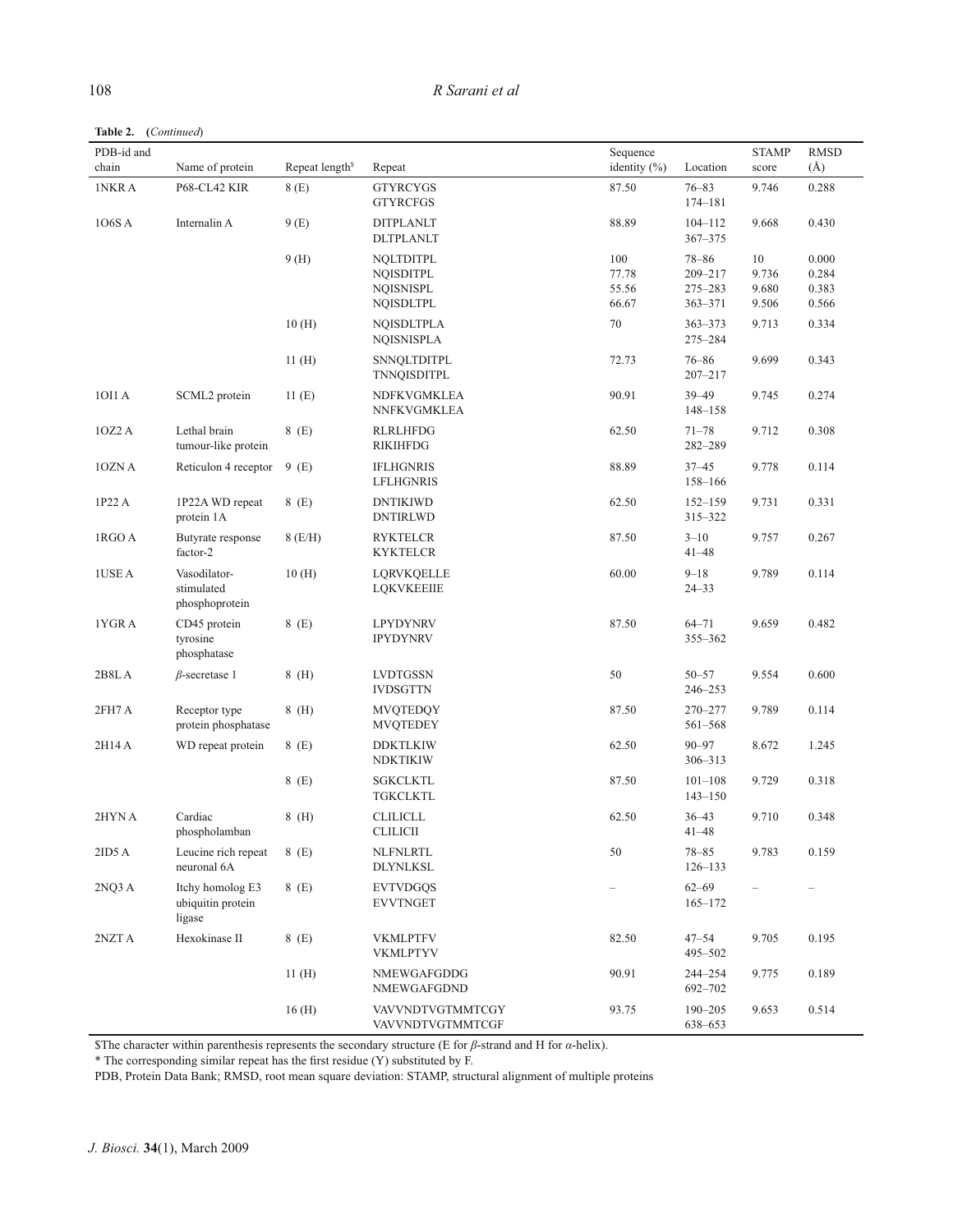**Table 2. (*Continued*)**

| PDB-id and chain | Name of protein | Repeat length[$] | Repeat | Sequence identity (%) | Location | STAMP score | RMSD (Å) |
|---|---|---|---|---|---|---|---|
| 1NKR A | P68-CL42 KIR | 8 (E) | GTYRCYGS<br>GTYRCFGS | 87.50 | 76–83<br>174–181 | 9.746 | 0.288 |
| 1O6S A | Internalin A | 9 (E) | DITPLANLT<br>DLTPLANLT | 88.89 | 104–112<br>367–375 | 9.668 | 0.430 |
| | | 9 (H) | NQLTDITPL<br>NQISDITPL<br>NQISNISPL<br>NQISDLTPL | 100<br>77.78<br>55.56<br>66.67 | 78–86<br>209–217<br>275–283<br>363–371 | 10<br>9.736<br>9.680<br>9.506 | 0.000<br>0.284<br>0.383<br>0.566 |
| | | 10 (H) | NQISDLTPLA<br>NQISNISPLA | 70 | 363–373<br>275–284 | 9.713 | 0.334 |
| | | 11 (H) | SNNQLTDITPL<br>TNNQISDITPL | 72.73 | 76–86<br>207–217 | 9.699 | 0.343 |
| 1OI1 A | SCML2 protein | 11 (E) | NDFKVGMKLEA<br>NNFKVGMKLEA | 90.91 | 39–49<br>148–158 | 9.745 | 0.274 |
| 1OZ2 A | Lethal brain tumour-like protein | 8 (E) | RLRLHFDG<br>RIKIHFDG | 62.50 | 71–78<br>282–289 | 9.712 | 0.308 |
| 1OZN A | Reticulon 4 receptor | 9 (E) | IFLHGNRIS<br>LFLHGNRIS | 88.89 | 37–45<br>158–166 | 9.778 | 0.114 |
| 1P22 A | 1P22A WD repeat protein 1A | 8 (E) | DNTIKIWD<br>DNTIRLWD | 62.50 | 152–159<br>315–322 | 9.731 | 0.331 |
| 1RGO A | Butyrate response factor-2 | 8 (E/H) | RYKTELCR<br>KYKTELCR | 87.50 | 3–10<br>41–48 | 9.757 | 0.267 |
| 1USE A | Vasodilator-stimulated phosphoprotein | 10 (H) | LQRVKQELLE<br>LQKVKEEIIE | 60.00 | 9–18<br>24–33 | 9.789 | 0.114 |
| 1YGR A | CD45 protein tyrosine phosphatase | 8 (E) | LPYDYNRV<br>IPYDYNRV | 87.50 | 64–71<br>355–362 | 9.659 | 0.482 |
| 2B8L A | *β*-secretase 1 | 8 (H) | LVDTGSSN<br>IVDSGTTN | 50 | 50–57<br>246–253 | 9.554 | 0.600 |
| 2FH7 A | Receptor type protein phosphatase | 8 (H) | MVQTEDQY<br>MVQTEDEY | 87.50 | 270–277<br>561–568 | 9.789 | 0.114 |
| 2H14 A | WD repeat protein | 8 (E) | DDKTLKIW<br>NDKTIKIW | 62.50 | 90–97<br>306–313 | 8.672 | 1.245 |
| | | 8 (E) | SGKCLKTL<br>TGKCLKTL | 87.50 | 101–108<br>143–150 | 9.729 | 0.318 |
| 2HYN A | Cardiac phospholamban | 8 (H) | CLILICLL<br>CLILICII | 62.50 | 36–43<br>41–48 | 9.710 | 0.348 |
| 2ID5 A | Leucine rich repeat neuronal 6A | 8 (E) | NLFNLRTL<br>DLYNLKSL | 50 | 78–85<br>126–133 | 9.783 | 0.159 |
| 2NQ3 A | Itchy homolog E3 ubiquitin protein ligase | 8 (E) | EVTVDGQS<br>EVVTNGET | – | 62–69<br>165–172 | – | – |
| 2NZT A | Hexokinase II | 8 (E) | VKMLPTFV<br>VKMLPTYV | 82.50 | 47–54<br>495–502 | 9.705 | 0.195 |
| | | 11 (H) | NMEWGAFGDDG<br>NMEWGAFGDND | 90.91 | 244–254<br>692–702 | 9.775 | 0.189 |
| | | 16 (H) | VAVVNDTVGTMMTCGY<br>VAVVNDTVGTMMTCGF | 93.75 | 190–205<br>638–653 | 9.653 | 0.514 |

$The character within parenthesis represents the secondary structure (E for *β*-strand and H for *α*-helix).

* The corresponding similar repeat has the first residue (Y) substituted by F.

PDB, Protein Data Bank; RMSD, root mean square deviation: STAMP, structural alignment of multiple proteins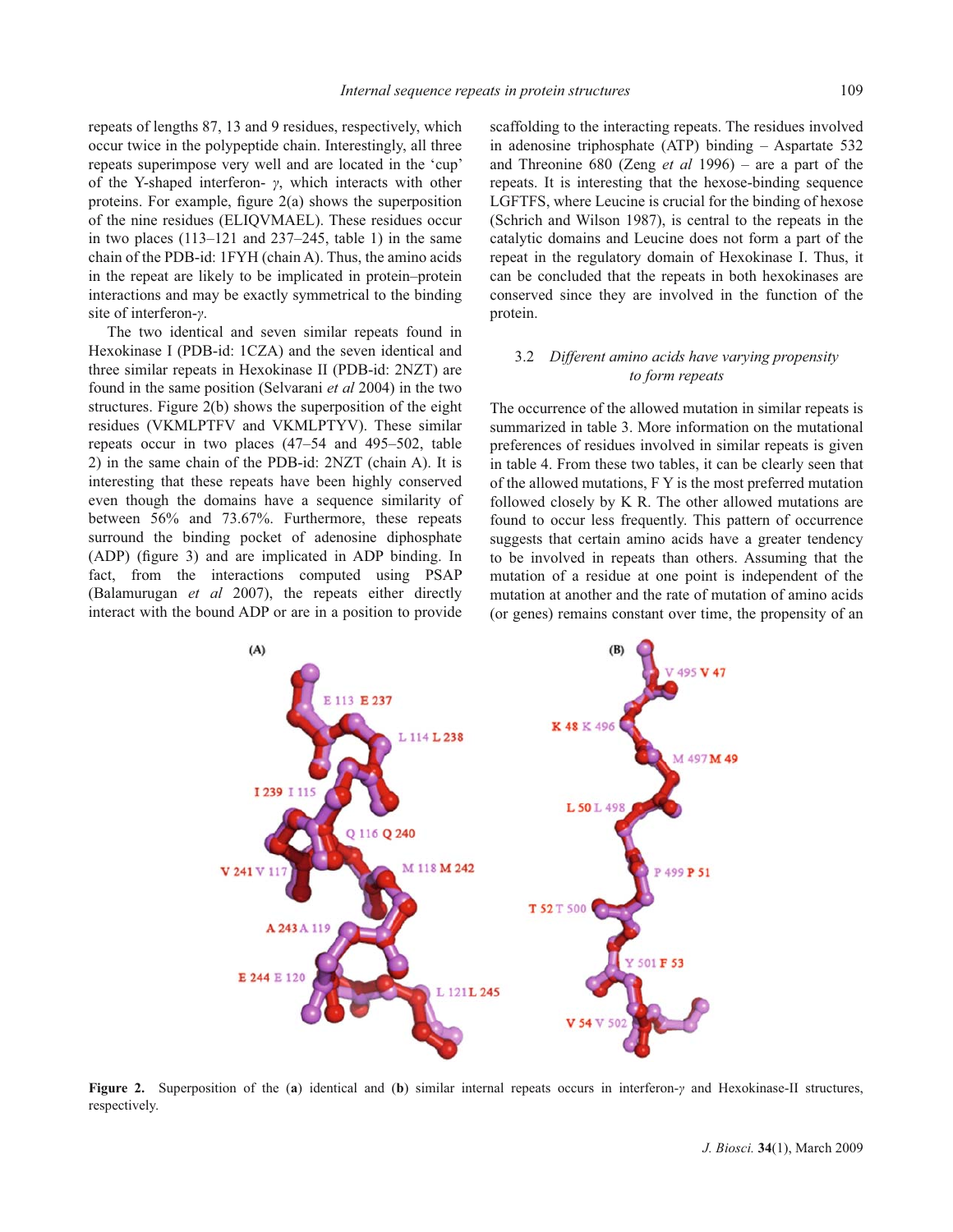repeats of lengths 87, 13 and 9 residues, respectively, which occur twice in the polypeptide chain. Interestingly, all three repeats superimpose very well and are located in the 'cup' of the Y-shaped interferon- *γ*, which interacts with other proteins. For example, figure 2(a) shows the superposition of the nine residues (ELIQVMAEL). These residues occur in two places (113–121 and 237–245, table 1) in the same chain of the PDB-id: 1FYH (chain A). Thus, the amino acids in the repeat are likely to be implicated in protein–protein interactions and may be exactly symmetrical to the binding site of interferon-*γ*.

The two identical and seven similar repeats found in Hexokinase I (PDB-id: 1CZA) and the seven identical and three similar repeats in Hexokinase II (PDB-id: 2NZT) are found in the same position (Selvarani *et al* 2004) in the two structures. Figure 2(b) shows the superposition of the eight residues (VKMLPTFV and VKMLPTYV). These similar repeats occur in two places (47–54 and 495–502, table 2) in the same chain of the PDB-id: 2NZT (chain A). It is interesting that these repeats have been highly conserved even though the domains have a sequence similarity of between 56% and 73.67%. Furthermore, these repeats surround the binding pocket of adenosine diphosphate (ADP) (figure 3) and are implicated in ADP binding. In fact, from the interactions computed using PSAP (Balamurugan *et al* 2007), the repeats either directly interact with the bound ADP or are in a position to provide scaffolding to the interacting repeats. The residues involved in adenosine triphosphate (ATP) binding – Aspartate 532 and Threonine 680 (Zeng *et al* 1996) – are a part of the repeats. It is interesting that the hexose-binding sequence LGFTFS, where Leucine is crucial for the binding of hexose (Schrich and Wilson 1987), is central to the repeats in the catalytic domains and Leucine does not form a part of the repeat in the regulatory domain of Hexokinase I. Thus, it can be concluded that the repeats in both hexokinases are conserved since they are involved in the function of the protein.

### 3.2 *Different amino acids have varying propensity to form repeats*

The occurrence of the allowed mutation in similar repeats is summarized in table 3. More information on the mutational preferences of residues involved in similar repeats is given in table 4. From these two tables, it can be clearly seen that of the allowed mutations, F Y is the most preferred mutation followed closely by K R. The other allowed mutations are found to occur less frequently. This pattern of occurrence suggests that certain amino acids have a greater tendency to be involved in repeats than others. Assuming that the mutation of a residue at one point is independent of the mutation at another and the rate of mutation of amino acids (or genes) remains constant over time, the propensity of an

**Figure 2.** Superposition of the (**a**) identical and (**b**) similar internal repeats occurs in interferon-*γ* and Hexokinase-II structures, respectively.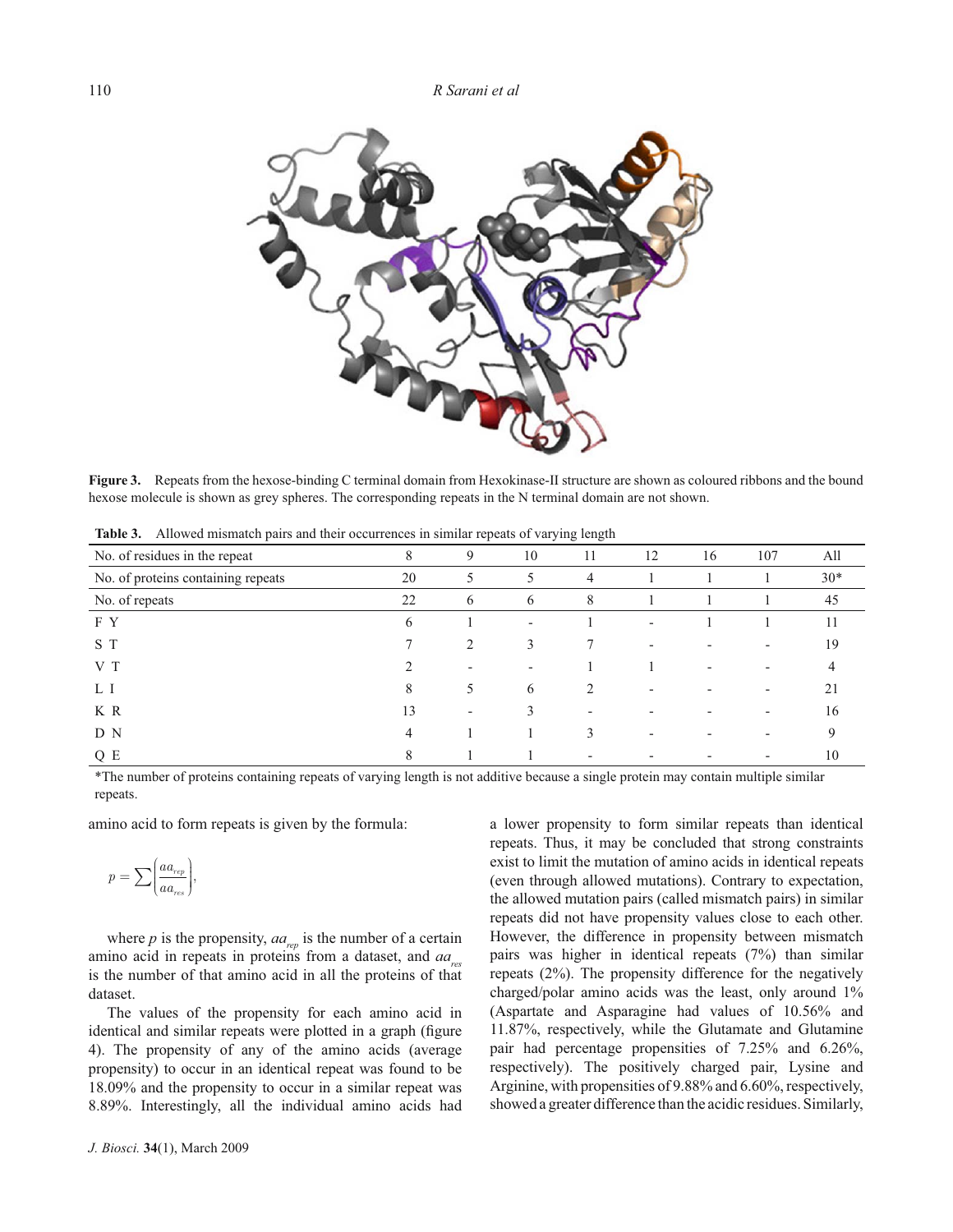**Figure 3.** Repeats from the hexose-binding C terminal domain from Hexokinase-II structure are shown as coloured ribbons and the bound hexose molecule is shown as grey spheres. The corresponding repeats in the N terminal domain are not shown.

**Table 3.** Allowed mismatch pairs and their occurrences in similar repeats of varying length

| No. of residues in the repeat | 8 | 9 | 10 | 11 | 12 | 16 | 107 | All |
|---|---|---|---|---|---|---|---|---|
| No. of proteins containing repeats | 20 | 5 | 5 | 4 | 1 | 1 | 1 | 30* |
| No. of repeats | 22 | 6 | 6 | 8 | 1 | 1 | 1 | 45 |
| F Y | 6 | 1 | - | 1 | - | 1 | 1 | 11 |
| S T | 7 | 2 | 3 | 7 | - | - | - | 19 |
| V T | 2 | - | - | 1 | 1 | - | - | 4 |
| L I | 8 | 5 | 6 | 2 | - | - | - | 21 |
| K R | 13 | - | 3 | - | - | - | - | 16 |
| D N | 4 | 1 | 1 | 3 | - | - | - | 9 |
| Q E | 8 | 1 | 1 | - | - | - | - | 10 |

*The number of proteins containing repeats of varying length is not additive because a single protein may contain multiple similar repeats.

amino acid to form repeats is given by the formula:

$$p = \sum\left(\frac{aa_{rep}}{aa_{res}}\right),$$

where $p$ is the propensity, $aa_{rep}$ is the number of a certain amino acid in repeats in proteins from a dataset, and $aa_{res}$ is the number of that amino acid in all the proteins of that dataset.

The values of the propensity for each amino acid in identical and similar repeats were plotted in a graph (figure 4). The propensity of any of the amino acids (average propensity) to occur in an identical repeat was found to be 18.09% and the propensity to occur in a similar repeat was 8.89%. Interestingly, all the individual amino acids had a lower propensity to form similar repeats than identical repeats. Thus, it may be concluded that strong constraints exist to limit the mutation of amino acids in identical repeats (even through allowed mutations). Contrary to expectation, the allowed mutation pairs (called mismatch pairs) in similar repeats did not have propensity values close to each other. However, the difference in propensity between mismatch pairs was higher in identical repeats (7%) than similar repeats (2%). The propensity difference for the negatively charged/polar amino acids was the least, only around 1% (Aspartate and Asparagine had values of 10.56% and 11.87%, respectively, while the Glutamate and Glutamine pair had percentage propensities of 7.25% and 6.26%, respectively). The positively charged pair, Lysine and Arginine, with propensities of 9.88% and 6.60%, respectively, showed a greater difference than the acidic residues. Similarly,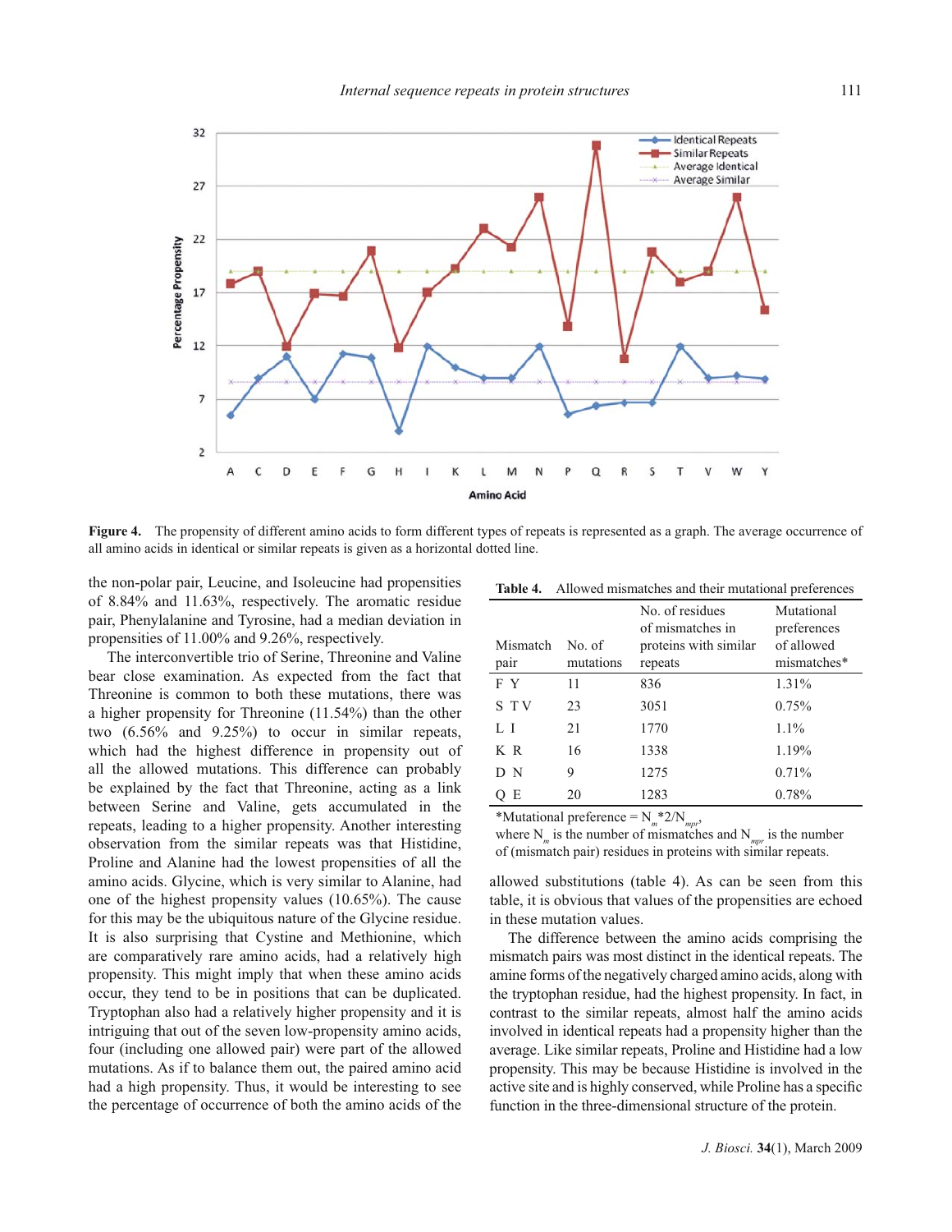**Figure 4.** The propensity of different amino acids to form different types of repeats is represented as a graph. The average occurrence of all amino acids in identical or similar repeats is given as a horizontal dotted line.

the non-polar pair, Leucine, and Isoleucine had propensities of 8.84% and 11.63%, respectively. The aromatic residue pair, Phenylalanine and Tyrosine, had a median deviation in propensities of 11.00% and 9.26%, respectively.

The interconvertible trio of Serine, Threonine and Valine bear close examination. As expected from the fact that Threonine is common to both these mutations, there was a higher propensity for Threonine (11.54%) than the other two (6.56% and 9.25%) to occur in similar repeats, which had the highest difference in propensity out of all the allowed mutations. This difference can probably be explained by the fact that Threonine, acting as a link between Serine and Valine, gets accumulated in the repeats, leading to a higher propensity. Another interesting observation from the similar repeats was that Histidine, Proline and Alanine had the lowest propensities of all the amino acids. Glycine, which is very similar to Alanine, had one of the highest propensity values (10.65%). The cause for this may be the ubiquitous nature of the Glycine residue. It is also surprising that Cystine and Methionine, which are comparatively rare amino acids, had a relatively high propensity. This might imply that when these amino acids occur, they tend to be in positions that can be duplicated. Tryptophan also had a relatively higher propensity and it is intriguing that out of the seven low-propensity amino acids, four (including one allowed pair) were part of the allowed mutations. As if to balance them out, the paired amino acid had a high propensity. Thus, it would be interesting to see the percentage of occurrence of both the amino acids of the allowed substitutions (table 4). As can be seen from this table, it is obvious that values of the propensities are echoed in these mutation values.

**Table 4.** Allowed mismatches and their mutational preferences

| Mismatch pair | No. of mutations | No. of residues of mismatches in proteins with similar repeats | Mutational preferences of allowed mismatches* |
|---|---|---|---|
| F Y | 11 | 836 | 1.31% |
| S T V | 23 | 3051 | 0.75% |
| L I | 21 | 1770 | 1.1% |
| K R | 16 | 1338 | 1.19% |
| D N | 9 | 1275 | 0.71% |
| Q E | 20 | 1283 | 0.78% |

*Mutational preference = $N_m$*2/$N_{mpr}$,
where $N_m$ is the number of mismatches and $N_{mpr}$ is the number of (mismatch pair) residues in proteins with similar repeats.

The difference between the amino acids comprising the mismatch pairs was most distinct in the identical repeats. The amine forms of the negatively charged amino acids, along with the tryptophan residue, had the highest propensity. In fact, in contrast to the similar repeats, almost half the amino acids involved in identical repeats had a propensity higher than the average. Like similar repeats, Proline and Histidine had a low propensity. This may be because Histidine is involved in the active site and is highly conserved, while Proline has a specific function in the three-dimensional structure of the protein.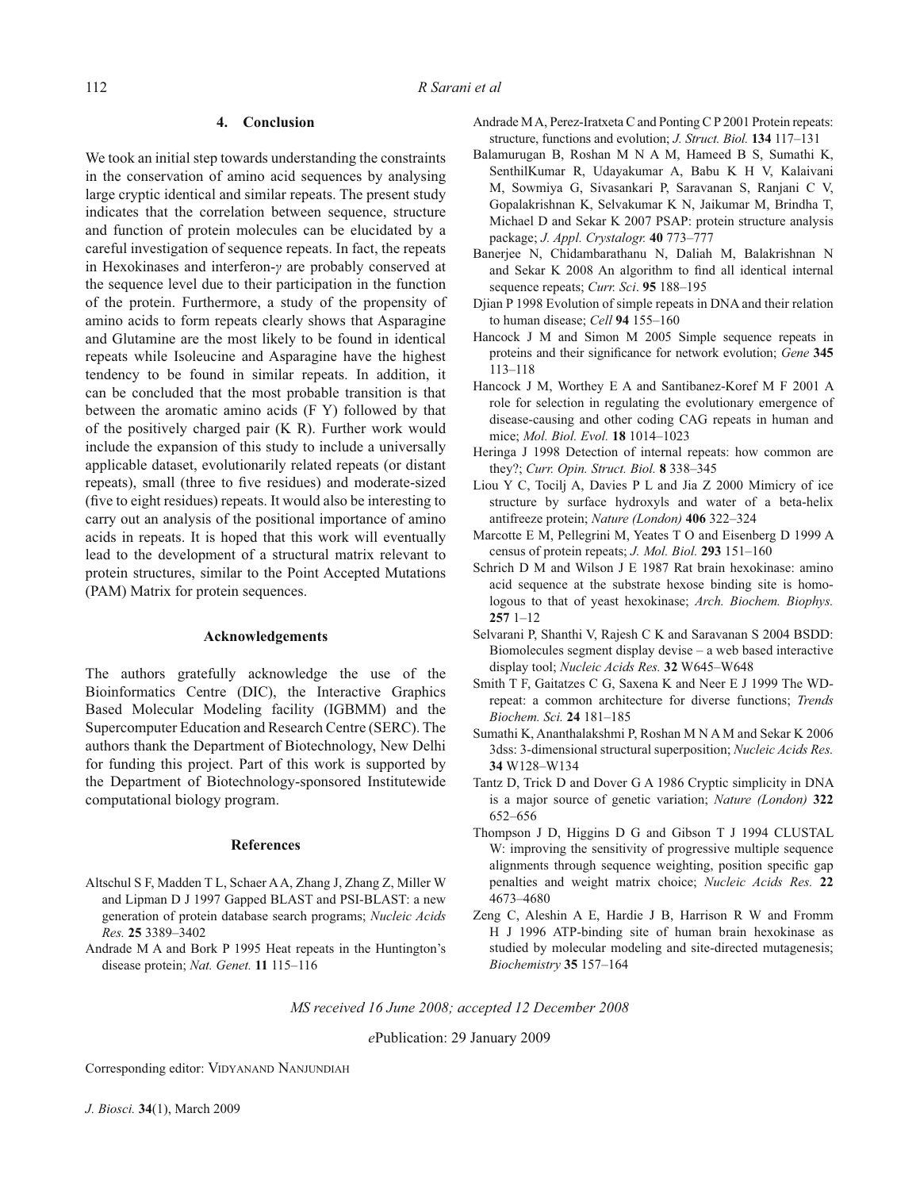## 4. Conclusion

We took an initial step towards understanding the constraints in the conservation of amino acid sequences by analysing large cryptic identical and similar repeats. The present study indicates that the correlation between sequence, structure and function of protein molecules can be elucidated by a careful investigation of sequence repeats. In fact, the repeats in Hexokinases and interferon-$\gamma$ are probably conserved at the sequence level due to their participation in the function of the protein. Furthermore, a study of the propensity of amino acids to form repeats clearly shows that Asparagine and Glutamine are the most likely to be found in identical repeats while Isoleucine and Asparagine have the highest tendency to be found in similar repeats. In addition, it can be concluded that the most probable transition is that between the aromatic amino acids (F Y) followed by that of the positively charged pair (K R). Further work would include the expansion of this study to include a universally applicable dataset, evolutionarily related repeats (or distant repeats), small (three to five residues) and moderate-sized (five to eight residues) repeats. It would also be interesting to carry out an analysis of the positional importance of amino acids in repeats. It is hoped that this work will eventually lead to the development of a structural matrix relevant to protein structures, similar to the Point Accepted Mutations (PAM) Matrix for protein sequences.

### Acknowledgements

The authors gratefully acknowledge the use of the Bioinformatics Centre (DIC), the Interactive Graphics Based Molecular Modeling facility (IGBMM) and the Supercomputer Education and Research Centre (SERC). The authors thank the Department of Biotechnology, New Delhi for funding this project. Part of this work is supported by the Department of Biotechnology-sponsored Institutewide computational biology program.

### References

Altschul S F, Madden T L, Schaer A A, Zhang J, Zhang Z, Miller W and Lipman D J 1997 Gapped BLAST and PSI-BLAST: a new generation of protein database search programs; *Nucleic Acids Res.* **25** 3389–3402

Andrade M A and Bork P 1995 Heat repeats in the Huntington's disease protein; *Nat. Genet.* **11** 115–116

Andrade M A, Perez-Iratxeta C and Ponting C P 2001 Protein repeats: structure, functions and evolution; *J. Struct. Biol.* **134** 117–131

Balamurugan B, Roshan M N A M, Hameed B S, Sumathi K, SenthilKumar R, Udayakumar A, Babu K H V, Kalaivani M, Sowmiya G, Sivasankari P, Saravanan S, Ranjani C V, Gopalakrishnan K, Selvakumar K N, Jaikumar M, Brindha T, Michael D and Sekar K 2007 PSAP: protein structure analysis package; *J. Appl. Crystalogr.* **40** 773–777

Banerjee N, Chidambarathanu N, Daliah M, Balakrishnan N and Sekar K 2008 An algorithm to find all identical internal sequence repeats; *Curr. Sci*. **95** 188–195

Djian P 1998 Evolution of simple repeats in DNA and their relation to human disease; *Cell* **94** 155–160

Hancock J M and Simon M 2005 Simple sequence repeats in proteins and their significance for network evolution; *Gene* **345** 113–118

Hancock J M, Worthey E A and Santibanez-Koref M F 2001 A role for selection in regulating the evolutionary emergence of disease-causing and other coding CAG repeats in human and mice; *Mol. Biol. Evol.* **18** 1014–1023

Heringa J 1998 Detection of internal repeats: how common are they?; *Curr. Opin. Struct. Biol.* **8** 338–345

Liou Y C, Tocilj A, Davies P L and Jia Z 2000 Mimicry of ice structure by surface hydroxyls and water of a beta-helix antifreeze protein; *Nature (London)* **406** 322–324

Marcotte E M, Pellegrini M, Yeates T O and Eisenberg D 1999 A census of protein repeats; *J. Mol. Biol.* **293** 151–160

Schrich D M and Wilson J E 1987 Rat brain hexokinase: amino acid sequence at the substrate hexose binding site is homologous to that of yeast hexokinase; *Arch. Biochem. Biophys.* **257** 1–12

Selvarani P, Shanthi V, Rajesh C K and Saravanan S 2004 BSDD: Biomolecules segment display devise – a web based interactive display tool; *Nucleic Acids Res.* **32** W645–W648

Smith T F, Gaitatzes C G, Saxena K and Neer E J 1999 The WD-repeat: a common architecture for diverse functions; *Trends Biochem. Sci.* **24** 181–185

Sumathi K, Ananthalakshmi P, Roshan M N A M and Sekar K 2006 3dss: 3-dimensional structural superposition; *Nucleic Acids Res.* **34** W128–W134

Tantz D, Trick D and Dover G A 1986 Cryptic simplicity in DNA is a major source of genetic variation; *Nature (London)* **322** 652–656

Thompson J D, Higgins D G and Gibson T J 1994 CLUSTAL W: improving the sensitivity of progressive multiple sequence alignments through sequence weighting, position specific gap penalties and weight matrix choice; *Nucleic Acids Res.* **22** 4673–4680

Zeng C, Aleshin A E, Hardie J B, Harrison R W and Fromm H J 1996 ATP-binding site of human brain hexokinase as studied by molecular modeling and site-directed mutagenesis; *Biochemistry* **35** 157–164

*MS received 16 June 2008; accepted 12 December 2008*

*e*Publication: 29 January 2009

Corresponding editor: Vidyanand Nanjundiah